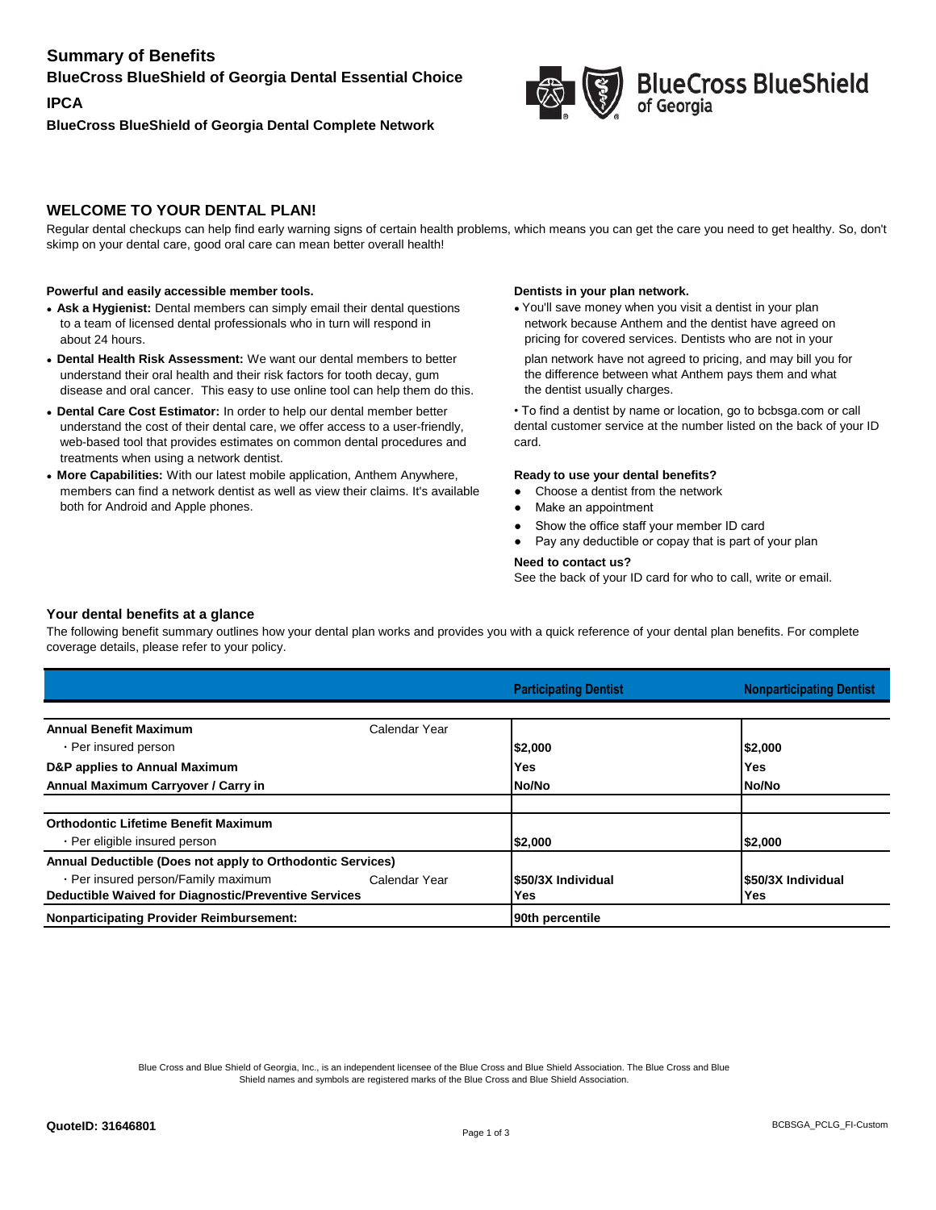# Summary of Benefits

**BlueCross BlueShield of Georgia Dental Essential Choice**

**IPCA**

**BlueCross BlueShield of Georgia Dental Complete Network**

## WELCOME TO YOUR DENTAL PLAN!

Regular dental checkups can help find early warning signs of certain health problems, which means you can get the care you need to get healthy. So, don't skimp on your dental care, good oral care can mean better overall health!

**Powerful and easily accessible member tools.**

- **Ask a Hygienist:** Dental members can simply email their dental questions to a team of licensed dental professionals who in turn will respond in about 24 hours.
- **Dental Health Risk Assessment:** We want our dental members to better understand their oral health and their risk factors for tooth decay, gum disease and oral cancer. This easy to use online tool can help them do this.
- **Dental Care Cost Estimator:** In order to help our dental member better understand the cost of their dental care, we offer access to a user-friendly, web-based tool that provides estimates on common dental procedures and treatments when using a network dentist.
- **More Capabilities:** With our latest mobile application, Anthem Anywhere, members can find a network dentist as well as view their claims. It's available both for Android and Apple phones.

**Dentists in your plan network.**

- You'll save money when you visit a dentist in your plan network because Anthem and the dentist have agreed on pricing for covered services. Dentists who are not in your plan network have not agreed to pricing, and may bill you for the difference between what Anthem pays them and what the dentist usually charges.
- To find a dentist by name or location, go to bcbsga.com or call dental customer service at the number listed on the back of your ID card.

**Ready to use your dental benefits?**

- Choose a dentist from the network
- Make an appointment
- Show the office staff your member ID card
- Pay any deductible or copay that is part of your plan

**Need to contact us?**

See the back of your ID card for who to call, write or email.

### Your dental benefits at a glance

The following benefit summary outlines how your dental plan works and provides you with a quick reference of your dental plan benefits. For complete coverage details, please refer to your policy.

| | | Participating Dentist | Nonparticipating Dentist |
|---|---|---|---|
| **Annual Benefit Maximum** | Calendar Year | | |
| · Per insured person | | **$2,000** | **$2,000** |
| **D&P applies to Annual Maximum** | | **Yes** | **Yes** |
| **Annual Maximum Carryover / Carry in** | | **No/No** | **No/No** |
| **Orthodontic Lifetime Benefit Maximum** | | | |
| · Per eligible insured person | | **$2,000** | **$2,000** |
| **Annual Deductible (Does not apply to Orthodontic Services)** | | | |
| · Per insured person/Family maximum | Calendar Year | **$50/3X Individual** | **$50/3X Individual** |
| **Deductible Waived for Diagnostic/Preventive Services** | | **Yes** | **Yes** |
| **Nonparticipating Provider Reimbursement:** | | **90th percentile** | |

Blue Cross and Blue Shield of Georgia, Inc., is an independent licensee of the Blue Cross and Blue Shield Association. The Blue Cross and Blue Shield names and symbols are registered marks of the Blue Cross and Blue Shield Association.

**QuoteID: 31646801**

BCBSGA_PCLG_FI-Custom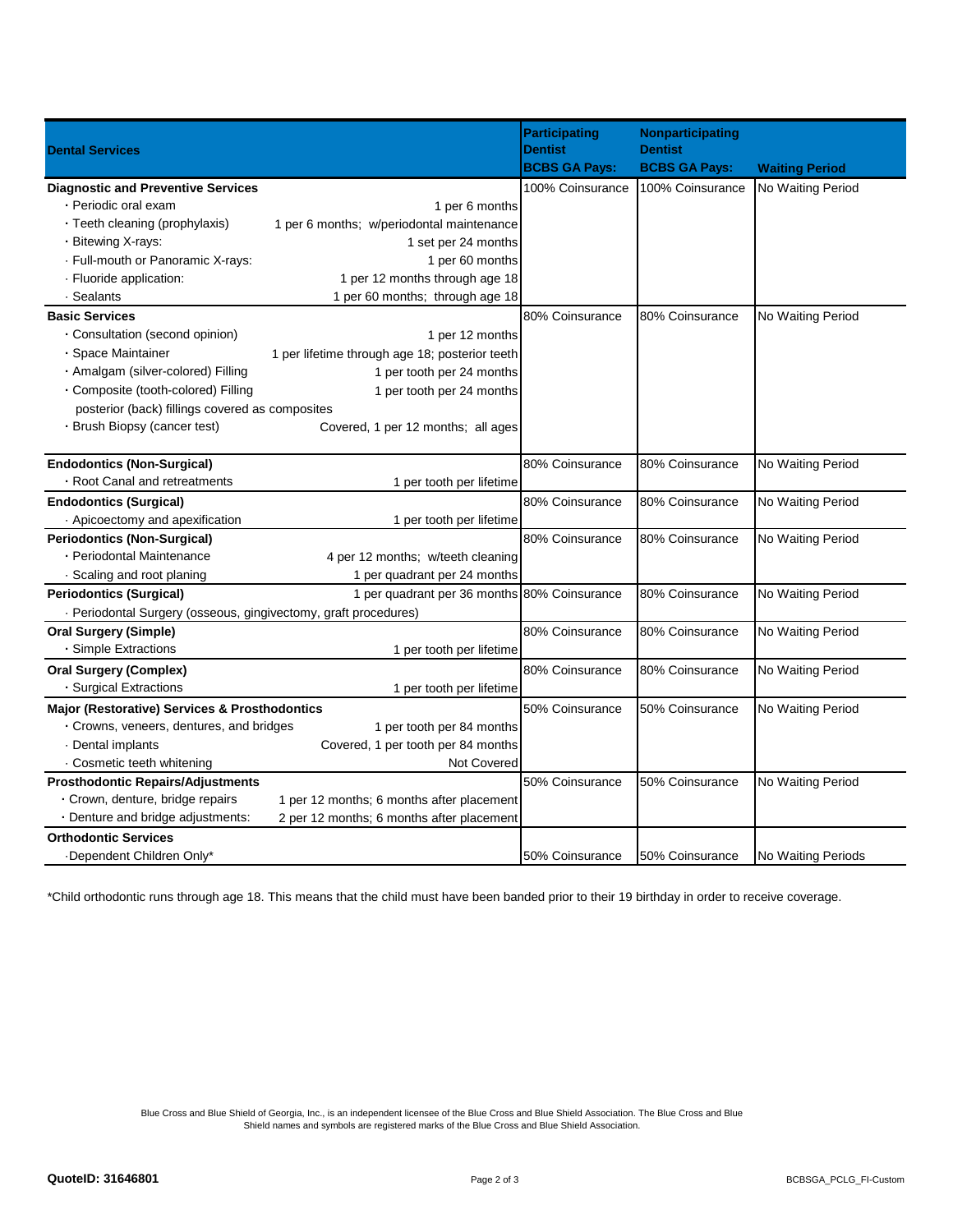| Dental Services | | Participating Dentist BCBS GA Pays: | Nonparticipating Dentist BCBS GA Pays: | Waiting Period |
|---|---|---|---|---|
| **Diagnostic and Preventive Services** | | 100% Coinsurance | 100% Coinsurance | No Waiting Period |
| · Periodic oral exam | 1 per 6 months | | | |
| · Teeth cleaning (prophylaxis) | 1 per 6 months; w/periodontal maintenance | | | |
| · Bitewing X-rays: | 1 set per 24 months | | | |
| · Full-mouth or Panoramic X-rays: | 1 per 60 months | | | |
| · Fluoride application: | 1 per 12 months through age 18 | | | |
| · Sealants | 1 per 60 months; through age 18 | | | |
| **Basic Services** | | 80% Coinsurance | 80% Coinsurance | No Waiting Period |
| · Consultation (second opinion) | 1 per 12 months | | | |
| · Space Maintainer | 1 per lifetime through age 18; posterior teeth | | | |
| · Amalgam (silver-colored) Filling | 1 per tooth per 24 months | | | |
| · Composite (tooth-colored) Filling | 1 per tooth per 24 months | | | |
| posterior (back) fillings covered as composites | | | | |
| · Brush Biopsy (cancer test) | Covered, 1 per 12 months; all ages | | | |
| **Endodontics (Non-Surgical)** | | 80% Coinsurance | 80% Coinsurance | No Waiting Period |
| · Root Canal and retreatments | 1 per tooth per lifetime | | | |
| **Endodontics (Surgical)** | | 80% Coinsurance | 80% Coinsurance | No Waiting Period |
| · Apicoectomy and apexification | 1 per tooth per lifetime | | | |
| **Periodontics (Non-Surgical)** | | 80% Coinsurance | 80% Coinsurance | No Waiting Period |
| · Periodontal Maintenance | 4 per 12 months; w/teeth cleaning | | | |
| · Scaling and root planing | 1 per quadrant per 24 months | | | |
| **Periodontics (Surgical)** | 1 per quadrant per 36 months | 80% Coinsurance | 80% Coinsurance | No Waiting Period |
| · Periodontal Surgery (osseous, gingivectomy, graft procedures) | | | | |
| **Oral Surgery (Simple)** | | 80% Coinsurance | 80% Coinsurance | No Waiting Period |
| · Simple Extractions | 1 per tooth per lifetime | | | |
| **Oral Surgery (Complex)** | | 80% Coinsurance | 80% Coinsurance | No Waiting Period |
| · Surgical Extractions | 1 per tooth per lifetime | | | |
| **Major (Restorative) Services & Prosthodontics** | | 50% Coinsurance | 50% Coinsurance | No Waiting Period |
| · Crowns, veneers, dentures, and bridges | 1 per tooth per 84 months | | | |
| · Dental implants | Covered, 1 per tooth per 84 months | | | |
| · Cosmetic teeth whitening | Not Covered | | | |
| **Prosthodontic Repairs/Adjustments** | | 50% Coinsurance | 50% Coinsurance | No Waiting Period |
| · Crown, denture, bridge repairs | 1 per 12 months; 6 months after placement | | | |
| · Denture and bridge adjustments: | 2 per 12 months; 6 months after placement | | | |
| **Orthodontic Services** | | | | |
| ·Dependent Children Only* | | 50% Coinsurance | 50% Coinsurance | No Waiting Periods |

*Child orthodontic runs through age 18. This means that the child must have been banded prior to their 19 birthday in order to receive coverage.

Blue Cross and Blue Shield of Georgia, Inc., is an independent licensee of the Blue Cross and Blue Shield Association. The Blue Cross and Blue Shield names and symbols are registered marks of the Blue Cross and Blue Shield Association.

**QuoteID: 31646801**

BCBSGA_PCLG_FI-Custom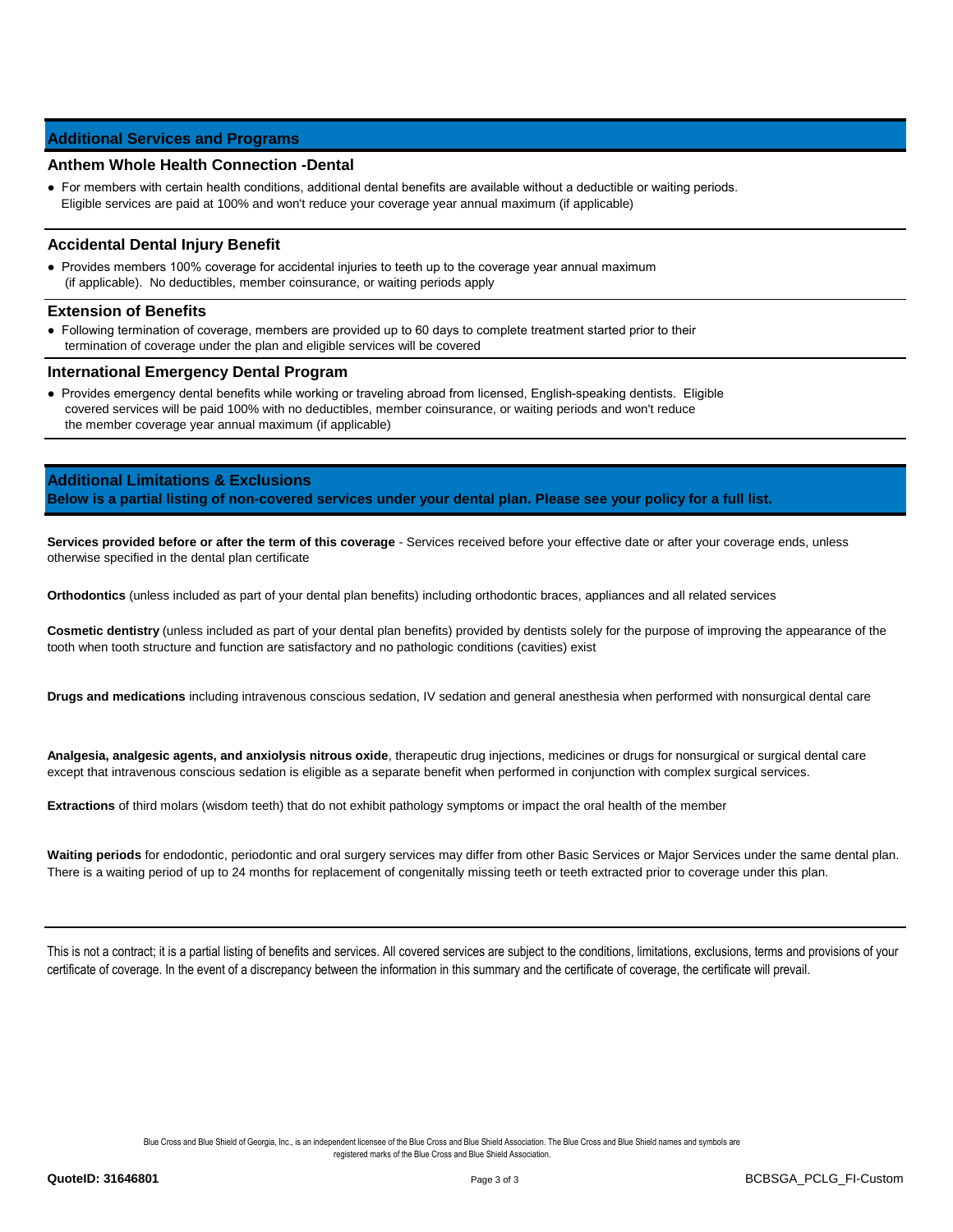## Additional Services and Programs

### Anthem Whole Health Connection -Dental

- For members with certain health conditions, additional dental benefits are available without a deductible or waiting periods. Eligible services are paid at 100% and won't reduce your coverage year annual maximum (if applicable)

### Accidental Dental Injury Benefit

- Provides members 100% coverage for accidental injuries to teeth up to the coverage year annual maximum (if applicable). No deductibles, member coinsurance, or waiting periods apply

### Extension of Benefits

- Following termination of coverage, members are provided up to 60 days to complete treatment started prior to their termination of coverage under the plan and eligible services will be covered

### International Emergency Dental Program

- Provides emergency dental benefits while working or traveling abroad from licensed, English-speaking dentists. Eligible covered services will be paid 100% with no deductibles, member coinsurance, or waiting periods and won't reduce the member coverage year annual maximum (if applicable)

## Additional Limitations & Exclusions

**Below is a partial listing of non-covered services under your dental plan. Please see your policy for a full list.**

**Services provided before or after the term of this coverage** - Services received before your effective date or after your coverage ends, unless otherwise specified in the dental plan certificate

**Orthodontics** (unless included as part of your dental plan benefits) including orthodontic braces, appliances and all related services

**Cosmetic dentistry** (unless included as part of your dental plan benefits) provided by dentists solely for the purpose of improving the appearance of the tooth when tooth structure and function are satisfactory and no pathologic conditions (cavities) exist

**Drugs and medications** including intravenous conscious sedation, IV sedation and general anesthesia when performed with nonsurgical dental care

**Analgesia, analgesic agents, and anxiolysis nitrous oxide**, therapeutic drug injections, medicines or drugs for nonsurgical or surgical dental care except that intravenous conscious sedation is eligible as a separate benefit when performed in conjunction with complex surgical services.

**Extractions** of third molars (wisdom teeth) that do not exhibit pathology symptoms or impact the oral health of the member

**Waiting periods** for endodontic, periodontic and oral surgery services may differ from other Basic Services or Major Services under the same dental plan. There is a waiting period of up to 24 months for replacement of congenitally missing teeth or teeth extracted prior to coverage under this plan.

This is not a contract; it is a partial listing of benefits and services. All covered services are subject to the conditions, limitations, exclusions, terms and provisions of your certificate of coverage. In the event of a discrepancy between the information in this summary and the certificate of coverage, the certificate will prevail.

Blue Cross and Blue Shield of Georgia, Inc., is an independent licensee of the Blue Cross and Blue Shield Association. The Blue Cross and Blue Shield names and symbols are registered marks of the Blue Cross and Blue Shield Association.

**QuoteID: 31646801**

BCBSGA_PCLG_FI-Custom